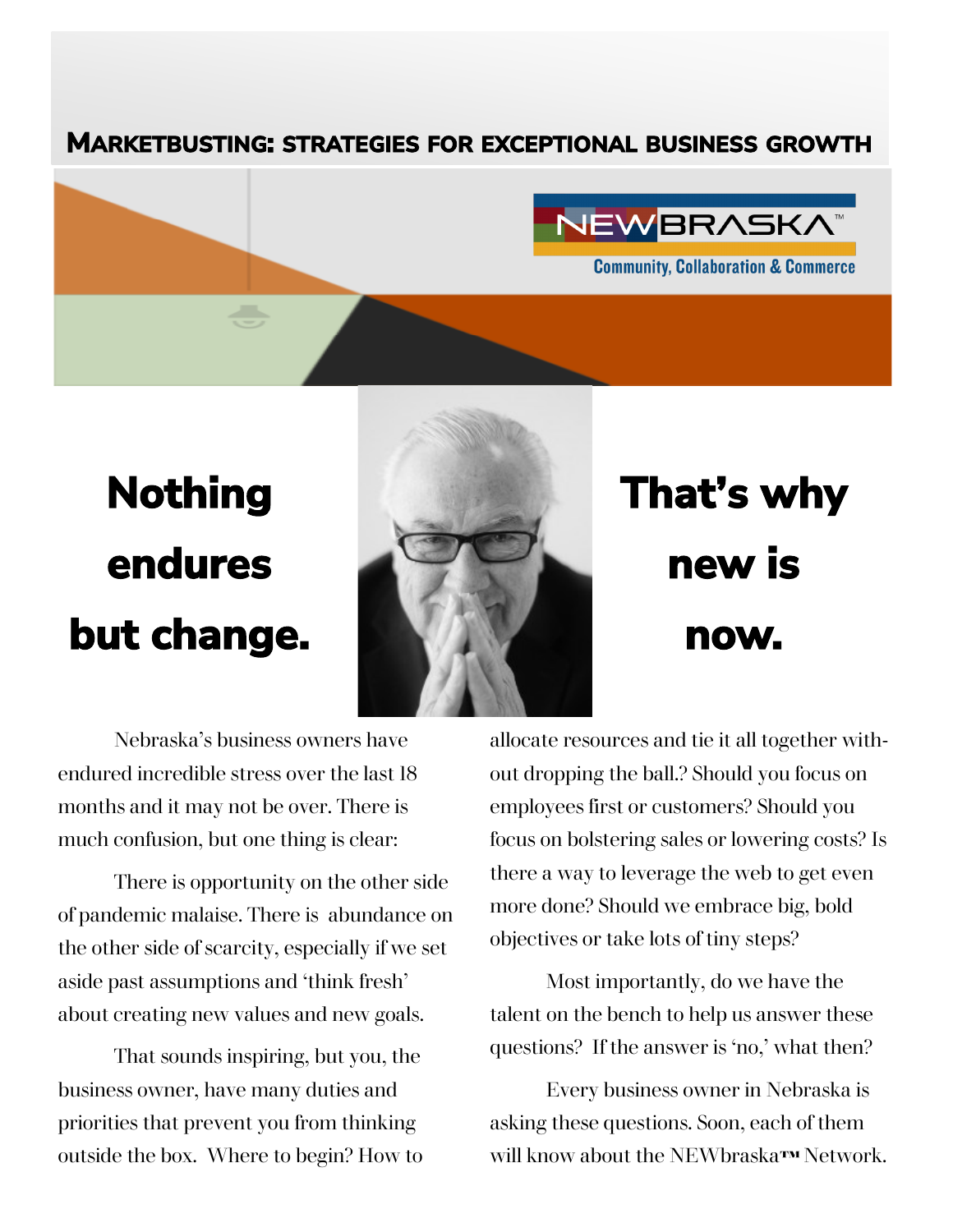# Marketbusting: strategies for exceptional business growth

NEWBRASKA™

Community, Collaboration & Commerce

## Nothing endures but change.

## That's why new is now.

Nebraska's business owners have endured incredible stress over the last 18 months and it may not be over. There is much confusion, but one thing is clear:

There is opportunity on the other side of pandemic malaise. There is abundance on the other side of scarcity, especially if we set aside past assumptions and 'think fresh' about creating new values and new goals.

That sounds inspiring, but you, the business owner, have many duties and priorities that prevent you from thinking outside the box. Where to begin? How to allocate resources and tie it all together without dropping the ball.? Should you focus on employees first or customers? Should you focus on bolstering sales or lowering costs? Is there a way to leverage the web to get even more done? Should we embrace big, bold objectives or take lots of tiny steps?

Most importantly, do we have the talent on the bench to help us answer these questions? If the answer is 'no,' what then?

Every business owner in Nebraska is asking these questions. Soon, each of them will know about the NEWbraska™ Network.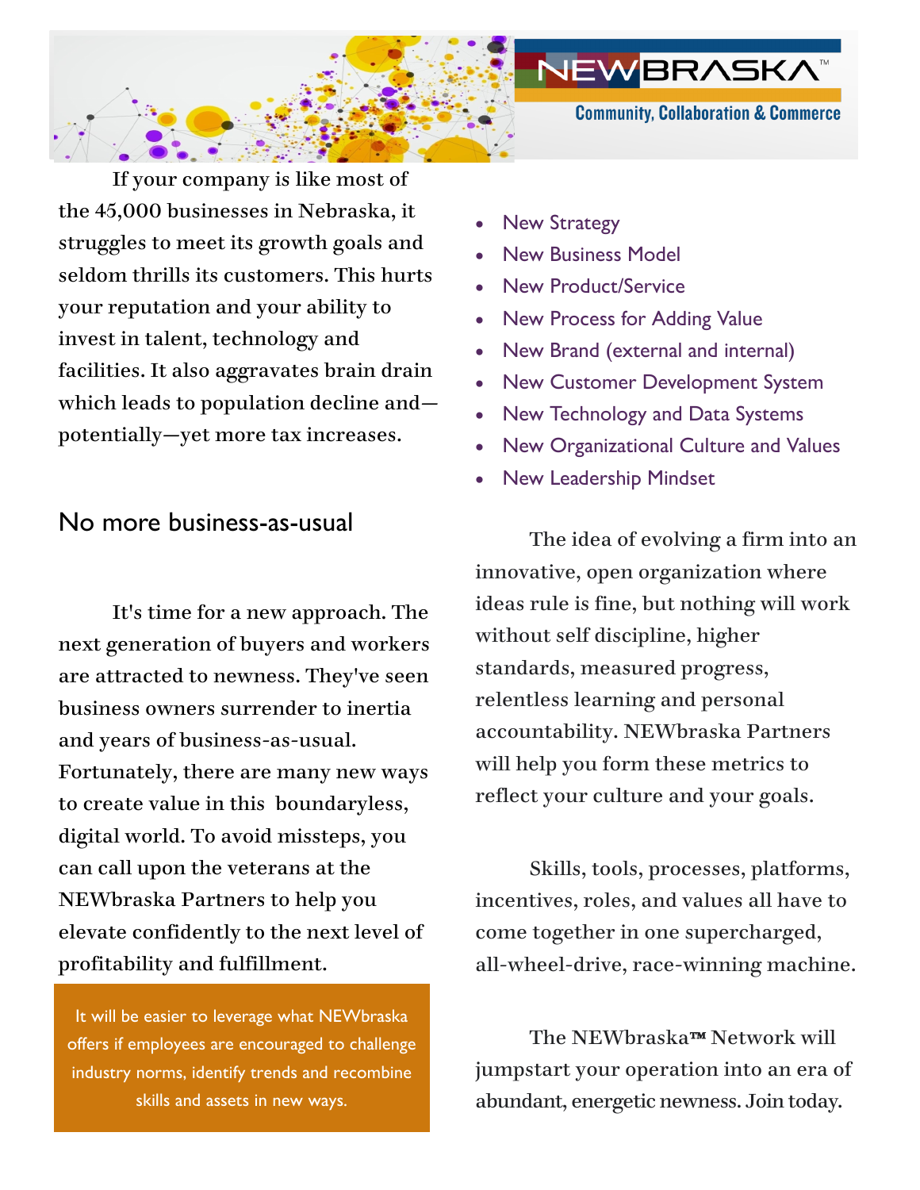NEWBRASKA™

Community, Collaboration & Commerce

If your company is like most of the 45,000 businesses in Nebraska, it struggles to meet its growth goals and seldom thrills its customers. This hurts your reputation and your ability to invest in talent, technology and facilities. It also aggravates brain drain which leads to population decline and—potentially—yet more tax increases.

## No more business-as-usual

It's time for a new approach. The next generation of buyers and workers are attracted to newness. They've seen business owners surrender to inertia and years of business-as-usual. Fortunately, there are many new ways to create value in this boundaryless, digital world. To avoid missteps, you can call upon the veterans at the NEWbraska Partners to help you elevate confidently to the next level of profitability and fulfillment.

It will be easier to leverage what NEWbraska offers if employees are encouraged to challenge industry norms, identify trends and recombine skills and assets in new ways.

- New Strategy
- New Business Model
- New Product/Service
- New Process for Adding Value
- New Brand (external and internal)
- New Customer Development System
- New Technology and Data Systems
- New Organizational Culture and Values
- New Leadership Mindset

The idea of evolving a firm into an innovative, open organization where ideas rule is fine, but nothing will work without self discipline, higher standards, measured progress, relentless learning and personal accountability. NEWbraska Partners will help you form these metrics to reflect your culture and your goals.

Skills, tools, processes, platforms, incentives, roles, and values all have to come together in one supercharged, all-wheel-drive, race-winning machine.

The NEWbraska™ Network will jumpstart your operation into an era of abundant, energetic newness. Join today.